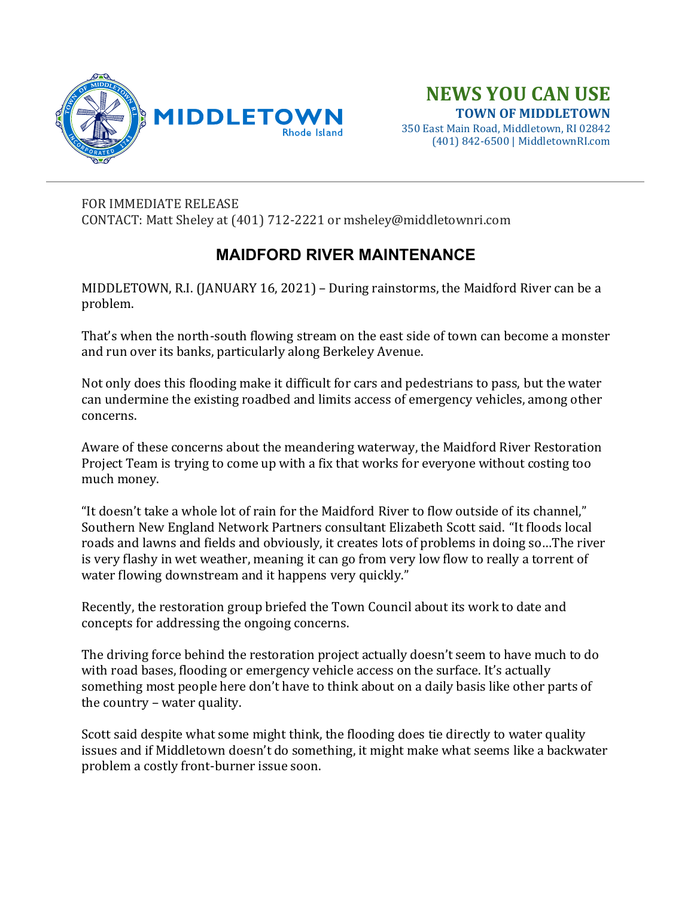**NEWS YOU CAN USE**
**TOWN OF MIDDLETOWN**
350 East Main Road, Middletown, RI 02842
(401) 842-6500 | MiddletownRI.com

FOR IMMEDIATE RELEASE
CONTACT: Matt Sheley at (401) 712-2221 or msheley@middletownri.com

# MAIDFORD RIVER MAINTENANCE

MIDDLETOWN, R.I. (JANUARY 16, 2021) – During rainstorms, the Maidford River can be a problem.

That's when the north-south flowing stream on the east side of town can become a monster and run over its banks, particularly along Berkeley Avenue.

Not only does this flooding make it difficult for cars and pedestrians to pass, but the water can undermine the existing roadbed and limits access of emergency vehicles, among other concerns.

Aware of these concerns about the meandering waterway, the Maidford River Restoration Project Team is trying to come up with a fix that works for everyone without costing too much money.

"It doesn't take a whole lot of rain for the Maidford River to flow outside of its channel," Southern New England Network Partners consultant Elizabeth Scott said. "It floods local roads and lawns and fields and obviously, it creates lots of problems in doing so…The river is very flashy in wet weather, meaning it can go from very low flow to really a torrent of water flowing downstream and it happens very quickly."

Recently, the restoration group briefed the Town Council about its work to date and concepts for addressing the ongoing concerns.

The driving force behind the restoration project actually doesn't seem to have much to do with road bases, flooding or emergency vehicle access on the surface. It's actually something most people here don't have to think about on a daily basis like other parts of the country – water quality.

Scott said despite what some might think, the flooding does tie directly to water quality issues and if Middletown doesn't do something, it might make what seems like a backwater problem a costly front-burner issue soon.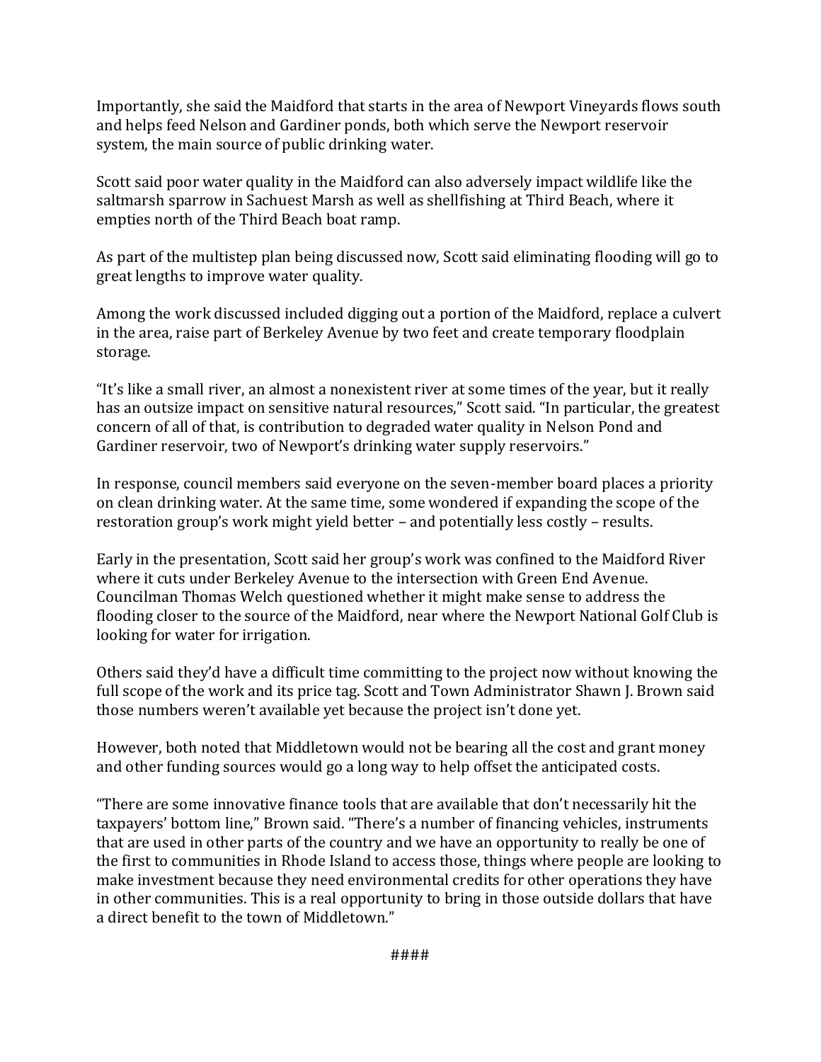Importantly, she said the Maidford that starts in the area of Newport Vineyards flows south and helps feed Nelson and Gardiner ponds, both which serve the Newport reservoir system, the main source of public drinking water.

Scott said poor water quality in the Maidford can also adversely impact wildlife like the saltmarsh sparrow in Sachuest Marsh as well as shellfishing at Third Beach, where it empties north of the Third Beach boat ramp.

As part of the multistep plan being discussed now, Scott said eliminating flooding will go to great lengths to improve water quality.

Among the work discussed included digging out a portion of the Maidford, replace a culvert in the area, raise part of Berkeley Avenue by two feet and create temporary floodplain storage.

"It's like a small river, an almost a nonexistent river at some times of the year, but it really has an outsize impact on sensitive natural resources," Scott said. "In particular, the greatest concern of all of that, is contribution to degraded water quality in Nelson Pond and Gardiner reservoir, two of Newport's drinking water supply reservoirs."

In response, council members said everyone on the seven-member board places a priority on clean drinking water. At the same time, some wondered if expanding the scope of the restoration group's work might yield better – and potentially less costly – results.

Early in the presentation, Scott said her group's work was confined to the Maidford River where it cuts under Berkeley Avenue to the intersection with Green End Avenue. Councilman Thomas Welch questioned whether it might make sense to address the flooding closer to the source of the Maidford, near where the Newport National Golf Club is looking for water for irrigation.

Others said they'd have a difficult time committing to the project now without knowing the full scope of the work and its price tag. Scott and Town Administrator Shawn J. Brown said those numbers weren't available yet because the project isn't done yet.

However, both noted that Middletown would not be bearing all the cost and grant money and other funding sources would go a long way to help offset the anticipated costs.

"There are some innovative finance tools that are available that don't necessarily hit the taxpayers' bottom line," Brown said. "There's a number of financing vehicles, instruments that are used in other parts of the country and we have an opportunity to really be one of the first to communities in Rhode Island to access those, things where people are looking to make investment because they need environmental credits for other operations they have in other communities. This is a real opportunity to bring in those outside dollars that have a direct benefit to the town of Middletown."

####